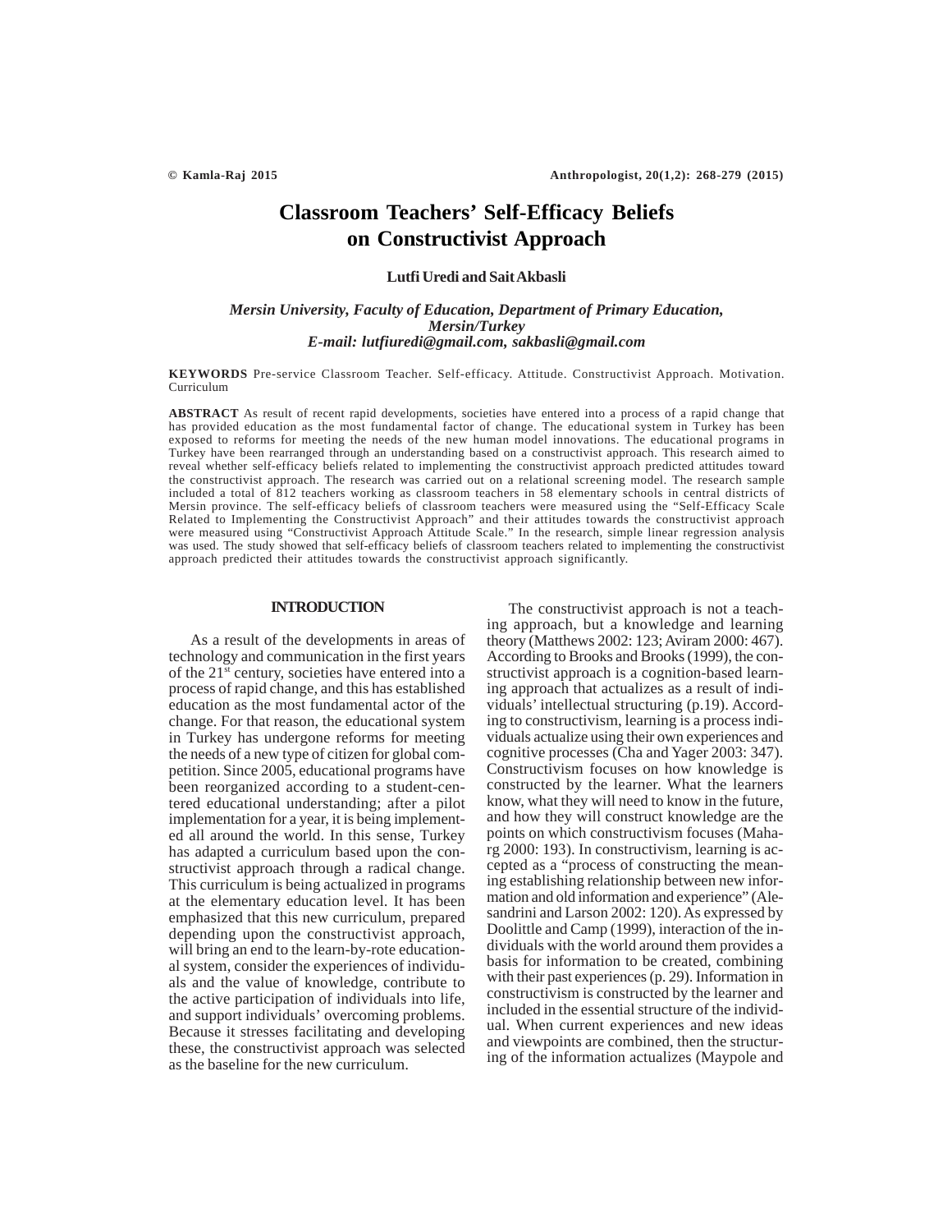# Classroom Teachers' Self-Efficacy Beliefs on Constructivist Approach

**Lutfi Uredi and Sait Akbasli**

*Mersin University, Faculty of Education, Department of Primary Education, Mersin/Turkey*
*E-mail: lutfiuredi@gmail.com, sakbasli@gmail.com*

**KEYWORDS** Pre-service Classroom Teacher. Self-efficacy. Attitude. Constructivist Approach. Motivation. Curriculum

**ABSTRACT** As result of recent rapid developments, societies have entered into a process of a rapid change that has provided education as the most fundamental factor of change. The educational system in Turkey has been exposed to reforms for meeting the needs of the new human model innovations. The educational programs in Turkey have been rearranged through an understanding based on a constructivist approach. This research aimed to reveal whether self-efficacy beliefs related to implementing the constructivist approach predicted attitudes toward the constructivist approach. The research was carried out on a relational screening model. The research sample included a total of 812 teachers working as classroom teachers in 58 elementary schools in central districts of Mersin province. The self-efficacy beliefs of classroom teachers were measured using the "Self-Efficacy Scale Related to Implementing the Constructivist Approach" and their attitudes towards the constructivist approach were measured using "Constructivist Approach Attitude Scale." In the research, simple linear regression analysis was used. The study showed that self-efficacy beliefs of classroom teachers related to implementing the constructivist approach predicted their attitudes towards the constructivist approach significantly.

## INTRODUCTION

As a result of the developments in areas of technology and communication in the first years of the 21st century, societies have entered into a process of rapid change, and this has established education as the most fundamental actor of the change. For that reason, the educational system in Turkey has undergone reforms for meeting the needs of a new type of citizen for global competition. Since 2005, educational programs have been reorganized according to a student-centered educational understanding; after a pilot implementation for a year, it is being implemented all around the world. In this sense, Turkey has adapted a curriculum based upon the constructivist approach through a radical change. This curriculum is being actualized in programs at the elementary education level. It has been emphasized that this new curriculum, prepared depending upon the constructivist approach, will bring an end to the learn-by-rote educational system, consider the experiences of individuals and the value of knowledge, contribute to the active participation of individuals into life, and support individuals' overcoming problems. Because it stresses facilitating and developing these, the constructivist approach was selected as the baseline for the new curriculum.

The constructivist approach is not a teaching approach, but a knowledge and learning theory (Matthews 2002: 123; Aviram 2000: 467). According to Brooks and Brooks (1999), the constructivist approach is a cognition-based learning approach that actualizes as a result of individuals' intellectual structuring (p.19). According to constructivism, learning is a process individuals actualize using their own experiences and cognitive processes (Cha and Yager 2003: 347). Constructivism focuses on how knowledge is constructed by the learner. What the learners know, what they will need to know in the future, and how they will construct knowledge are the points on which constructivism focuses (Maharg 2000: 193). In constructivism, learning is accepted as a "process of constructing the meaning establishing relationship between new information and old information and experience" (Alesandrini and Larson 2002: 120). As expressed by Doolittle and Camp (1999), interaction of the individuals with the world around them provides a basis for information to be created, combining with their past experiences (p. 29). Information in constructivism is constructed by the learner and included in the essential structure of the individual. When current experiences and new ideas and viewpoints are combined, then the structuring of the information actualizes (Maypole and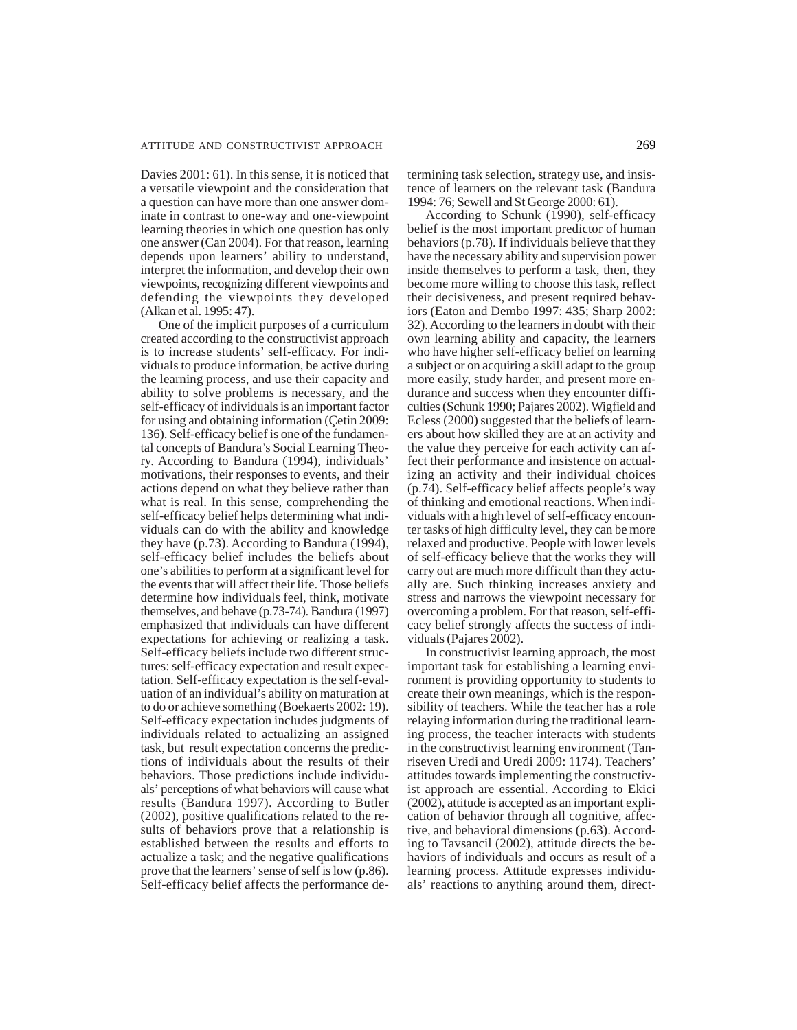Davies 2001: 61). In this sense, it is noticed that a versatile viewpoint and the consideration that a question can have more than one answer dominate in contrast to one-way and one-viewpoint learning theories in which one question has only one answer (Can 2004). For that reason, learning depends upon learners' ability to understand, interpret the information, and develop their own viewpoints, recognizing different viewpoints and defending the viewpoints they developed (Alkan et al. 1995: 47).

One of the implicit purposes of a curriculum created according to the constructivist approach is to increase students' self-efficacy. For individuals to produce information, be active during the learning process, and use their capacity and ability to solve problems is necessary, and the self-efficacy of individuals is an important factor for using and obtaining information (Çetin 2009: 136). Self-efficacy belief is one of the fundamental concepts of Bandura's Social Learning Theory. According to Bandura (1994), individuals' motivations, their responses to events, and their actions depend on what they believe rather than what is real. In this sense, comprehending the self-efficacy belief helps determining what individuals can do with the ability and knowledge they have (p.73). According to Bandura (1994), self-efficacy belief includes the beliefs about one's abilities to perform at a significant level for the events that will affect their life. Those beliefs determine how individuals feel, think, motivate themselves, and behave (p.73-74). Bandura (1997) emphasized that individuals can have different expectations for achieving or realizing a task. Self-efficacy beliefs include two different structures: self-efficacy expectation and result expectation. Self-efficacy expectation is the self-evaluation of an individual's ability on maturation at to do or achieve something (Boekaerts 2002: 19). Self-efficacy expectation includes judgments of individuals related to actualizing an assigned task, but result expectation concerns the predictions of individuals about the results of their behaviors. Those predictions include individuals' perceptions of what behaviors will cause what results (Bandura 1997). According to Butler (2002), positive qualifications related to the results of behaviors prove that a relationship is established between the results and efforts to actualize a task; and the negative qualifications prove that the learners' sense of self is low (p.86). Self-efficacy belief affects the performance determining task selection, strategy use, and insistence of learners on the relevant task (Bandura 1994: 76; Sewell and St George 2000: 61).

According to Schunk (1990), self-efficacy belief is the most important predictor of human behaviors (p.78). If individuals believe that they have the necessary ability and supervision power inside themselves to perform a task, then, they become more willing to choose this task, reflect their decisiveness, and present required behaviors (Eaton and Dembo 1997: 435; Sharp 2002: 32). According to the learners in doubt with their own learning ability and capacity, the learners who have higher self-efficacy belief on learning a subject or on acquiring a skill adapt to the group more easily, study harder, and present more endurance and success when they encounter difficulties (Schunk 1990; Pajares 2002). Wigfield and Ecless (2000) suggested that the beliefs of learners about how skilled they are at an activity and the value they perceive for each activity can affect their performance and insistence on actualizing an activity and their individual choices (p.74). Self-efficacy belief affects people's way of thinking and emotional reactions. When individuals with a high level of self-efficacy encounter tasks of high difficulty level, they can be more relaxed and productive. People with lower levels of self-efficacy believe that the works they will carry out are much more difficult than they actually are. Such thinking increases anxiety and stress and narrows the viewpoint necessary for overcoming a problem. For that reason, self-efficacy belief strongly affects the success of individuals (Pajares 2002).

In constructivist learning approach, the most important task for establishing a learning environment is providing opportunity to students to create their own meanings, which is the responsibility of teachers. While the teacher has a role relaying information during the traditional learning process, the teacher interacts with students in the constructivist learning environment (Tanriseven Uredi and Uredi 2009: 1174). Teachers' attitudes towards implementing the constructivist approach are essential. According to Ekici (2002), attitude is accepted as an important explication of behavior through all cognitive, affective, and behavioral dimensions (p.63). According to Tavsancil (2002), attitude directs the behaviors of individuals and occurs as result of a learning process. Attitude expresses individuals' reactions to anything around them, direct-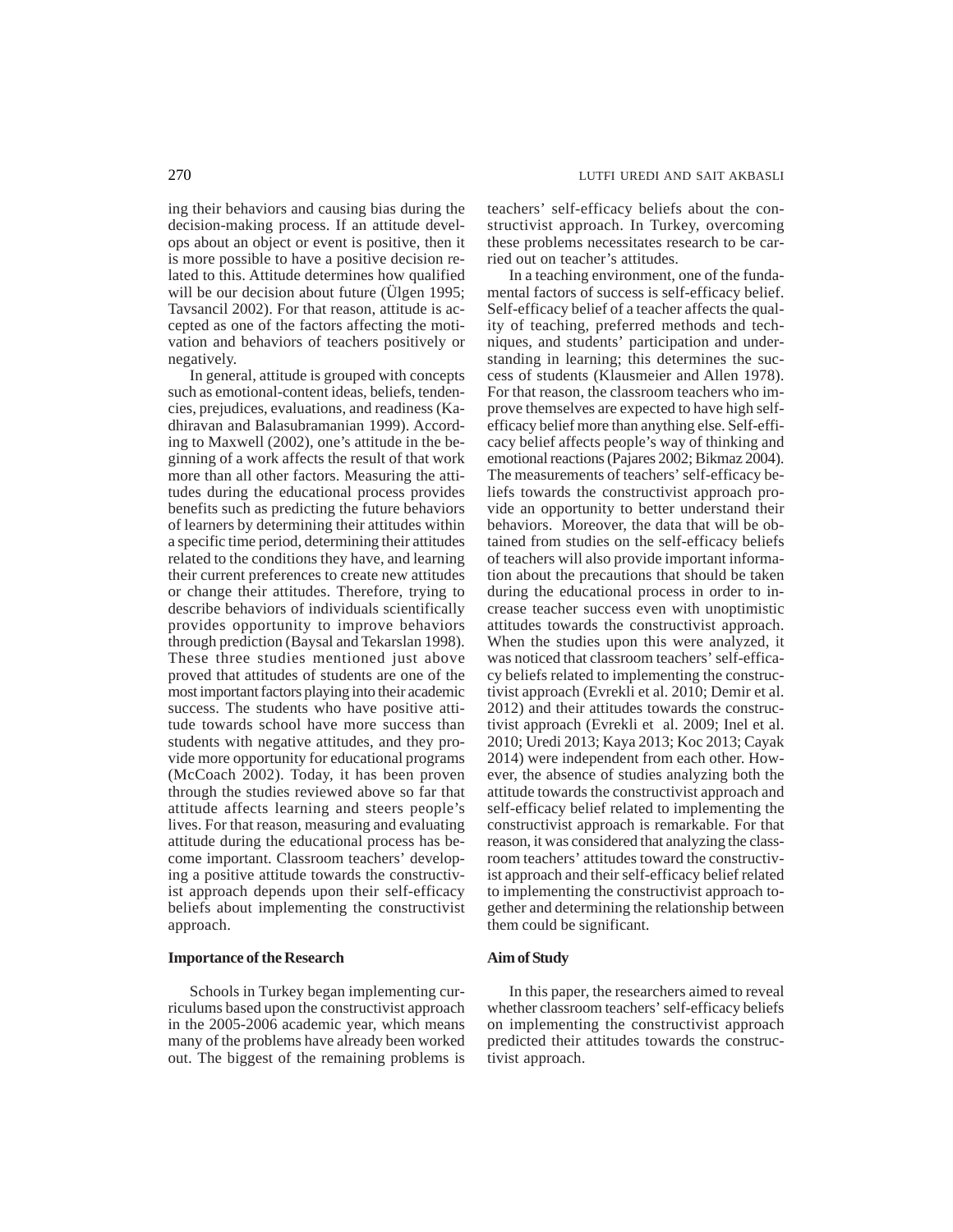ing their behaviors and causing bias during the decision-making process. If an attitude develops about an object or event is positive, then it is more possible to have a positive decision related to this. Attitude determines how qualified will be our decision about future (Ülgen 1995; Tavsancil 2002). For that reason, attitude is accepted as one of the factors affecting the motivation and behaviors of teachers positively or negatively.

In general, attitude is grouped with concepts such as emotional-content ideas, beliefs, tendencies, prejudices, evaluations, and readiness (Kadhiravan and Balasubramanian 1999). According to Maxwell (2002), one's attitude in the beginning of a work affects the result of that work more than all other factors. Measuring the attitudes during the educational process provides benefits such as predicting the future behaviors of learners by determining their attitudes within a specific time period, determining their attitudes related to the conditions they have, and learning their current preferences to create new attitudes or change their attitudes. Therefore, trying to describe behaviors of individuals scientifically provides opportunity to improve behaviors through prediction (Baysal and Tekarslan 1998). These three studies mentioned just above proved that attitudes of students are one of the most important factors playing into their academic success. The students who have positive attitude towards school have more success than students with negative attitudes, and they provide more opportunity for educational programs (McCoach 2002). Today, it has been proven through the studies reviewed above so far that attitude affects learning and steers people's lives. For that reason, measuring and evaluating attitude during the educational process has become important. Classroom teachers' developing a positive attitude towards the constructivist approach depends upon their self-efficacy beliefs about implementing the constructivist approach.

**Importance of the Research**

Schools in Turkey began implementing curriculums based upon the constructivist approach in the 2005-2006 academic year, which means many of the problems have already been worked out. The biggest of the remaining problems is teachers' self-efficacy beliefs about the constructivist approach. In Turkey, overcoming these problems necessitates research to be carried out on teacher's attitudes.

In a teaching environment, one of the fundamental factors of success is self-efficacy belief. Self-efficacy belief of a teacher affects the quality of teaching, preferred methods and techniques, and students' participation and understanding in learning; this determines the success of students (Klausmeier and Allen 1978). For that reason, the classroom teachers who improve themselves are expected to have high self-efficacy belief more than anything else. Self-efficacy belief affects people's way of thinking and emotional reactions (Pajares 2002; Bikmaz 2004). The measurements of teachers' self-efficacy beliefs towards the constructivist approach provide an opportunity to better understand their behaviors. Moreover, the data that will be obtained from studies on the self-efficacy beliefs of teachers will also provide important information about the precautions that should be taken during the educational process in order to increase teacher success even with unoptimistic attitudes towards the constructivist approach. When the studies upon this were analyzed, it was noticed that classroom teachers' self-efficacy beliefs related to implementing the constructivist approach (Evrekli et al. 2010; Demir et al. 2012) and their attitudes towards the constructivist approach (Evrekli et al. 2009; Inel et al. 2010; Uredi 2013; Kaya 2013; Koc 2013; Cayak 2014) were independent from each other. However, the absence of studies analyzing both the attitude towards the constructivist approach and self-efficacy belief related to implementing the constructivist approach is remarkable. For that reason, it was considered that analyzing the classroom teachers' attitudes toward the constructivist approach and their self-efficacy belief related to implementing the constructivist approach together and determining the relationship between them could be significant.

**Aim of Study**

In this paper, the researchers aimed to reveal whether classroom teachers' self-efficacy beliefs on implementing the constructivist approach predicted their attitudes towards the constructivist approach.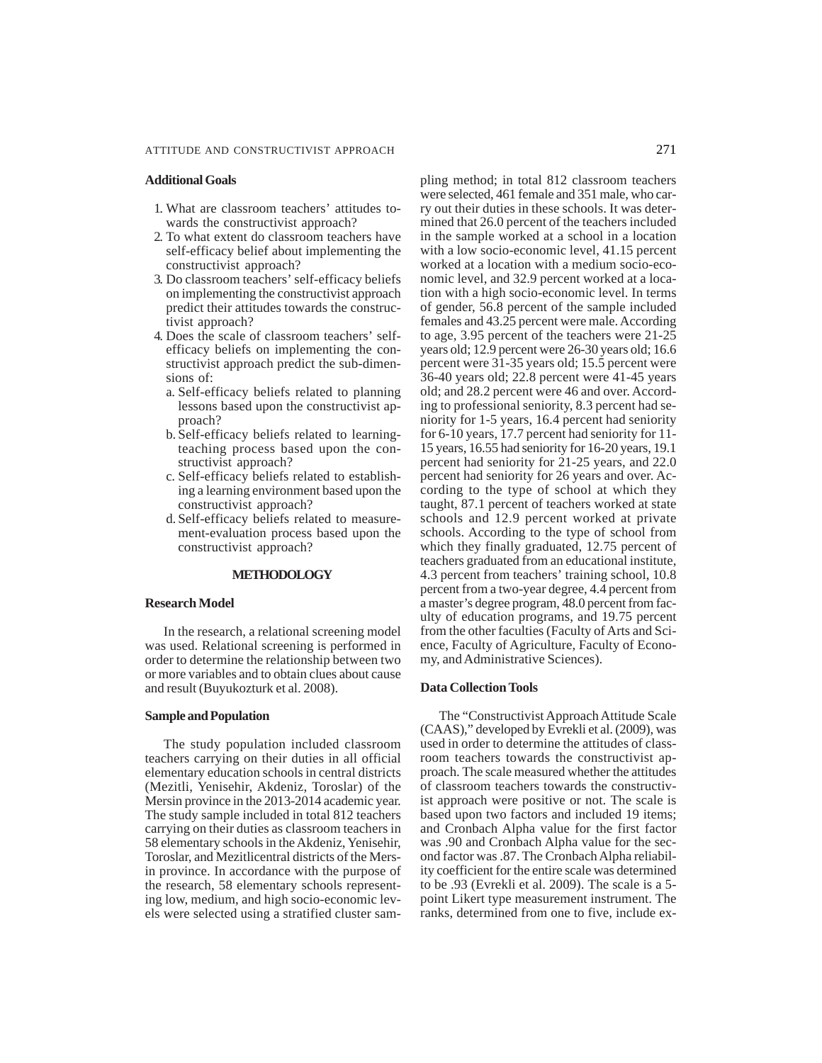### Additional Goals

1. What are classroom teachers' attitudes towards the constructivist approach?
2. To what extent do classroom teachers have self-efficacy belief about implementing the constructivist approach?
3. Do classroom teachers' self-efficacy beliefs on implementing the constructivist approach predict their attitudes towards the constructivist approach?
4. Does the scale of classroom teachers' self-efficacy beliefs on implementing the constructivist approach predict the sub-dimensions of:
   a. Self-efficacy beliefs related to planning lessons based upon the constructivist approach?
   b. Self-efficacy beliefs related to learning-teaching process based upon the constructivist approach?
   c. Self-efficacy beliefs related to establishing a learning environment based upon the constructivist approach?
   d. Self-efficacy beliefs related to measurement-evaluation process based upon the constructivist approach?

## METHODOLOGY

### Research Model

In the research, a relational screening model was used. Relational screening is performed in order to determine the relationship between two or more variables and to obtain clues about cause and result (Buyukozturk et al. 2008).

### Sample and Population

The study population included classroom teachers carrying on their duties in all official elementary education schools in central districts (Mezitli, Yenisehir, Akdeniz, Toroslar) of the Mersin province in the 2013-2014 academic year. The study sample included in total 812 teachers carrying on their duties as classroom teachers in 58 elementary schools in the Akdeniz, Yenisehir, Toroslar, and Mezitlicentral districts of the Mersin province. In accordance with the purpose of the research, 58 elementary schools representing low, medium, and high socio-economic levels were selected using a stratified cluster sampling method; in total 812 classroom teachers were selected, 461 female and 351 male, who carry out their duties in these schools. It was determined that 26.0 percent of the teachers included in the sample worked at a school in a location with a low socio-economic level, 41.15 percent worked at a location with a medium socio-economic level, and 32.9 percent worked at a location with a high socio-economic level. In terms of gender, 56.8 percent of the sample included females and 43.25 percent were male. According to age, 3.95 percent of the teachers were 21-25 years old; 12.9 percent were 26-30 years old; 16.6 percent were 31-35 years old; 15.5 percent were 36-40 years old; 22.8 percent were 41-45 years old; and 28.2 percent were 46 and over. According to professional seniority, 8.3 percent had seniority for 1-5 years, 16.4 percent had seniority for 6-10 years, 17.7 percent had seniority for 11-15 years, 16.55 had seniority for 16-20 years, 19.1 percent had seniority for 21-25 years, and 22.0 percent had seniority for 26 years and over. According to the type of school at which they taught, 87.1 percent of teachers worked at state schools and 12.9 percent worked at private schools. According to the type of school from which they finally graduated, 12.75 percent of teachers graduated from an educational institute, 4.3 percent from teachers' training school, 10.8 percent from a two-year degree, 4.4 percent from a master's degree program, 48.0 percent from faculty of education programs, and 19.75 percent from the other faculties (Faculty of Arts and Science, Faculty of Agriculture, Faculty of Economy, and Administrative Sciences).

### Data Collection Tools

The "Constructivist Approach Attitude Scale (CAAS)," developed by Evrekli et al. (2009), was used in order to determine the attitudes of classroom teachers towards the constructivist approach. The scale measured whether the attitudes of classroom teachers towards the constructivist approach were positive or not. The scale is based upon two factors and included 19 items; and Cronbach Alpha value for the first factor was .90 and Cronbach Alpha value for the second factor was .87. The Cronbach Alpha reliability coefficient for the entire scale was determined to be .93 (Evrekli et al. 2009). The scale is a 5-point Likert type measurement instrument. The ranks, determined from one to five, include ex-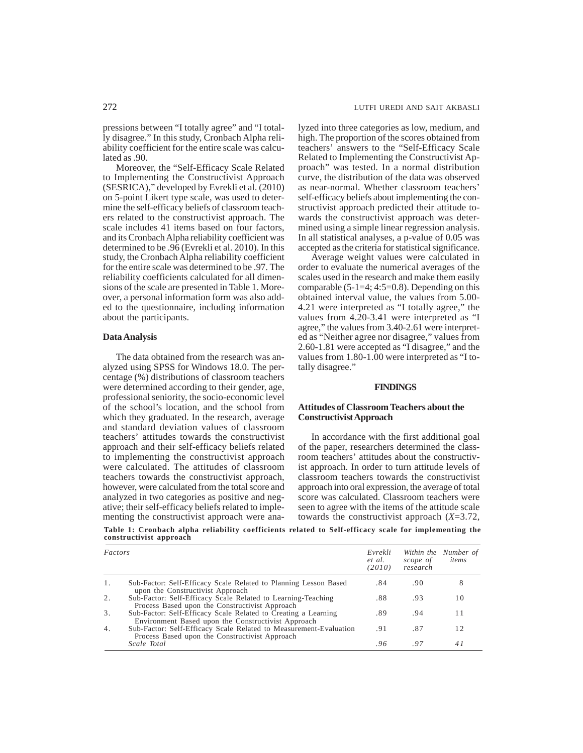pressions between "I totally agree" and "I totally disagree." In this study, Cronbach Alpha reliability coefficient for the entire scale was calculated as .90.

Moreover, the "Self-Efficacy Scale Related to Implementing the Constructivist Approach (SESRICA)," developed by Evrekli et al. (2010) on 5-point Likert type scale, was used to determine the self-efficacy beliefs of classroom teachers related to the constructivist approach. The scale includes 41 items based on four factors, and its Cronbach Alpha reliability coefficient was determined to be .96 (Evrekli et al. 2010). In this study, the Cronbach Alpha reliability coefficient for the entire scale was determined to be .97. The reliability coefficients calculated for all dimensions of the scale are presented in Table 1. Moreover, a personal information form was also added to the questionnaire, including information about the participants.

### Data Analysis

The data obtained from the research was analyzed using SPSS for Windows 18.0. The percentage (%) distributions of classroom teachers were determined according to their gender, age, professional seniority, the socio-economic level of the school's location, and the school from which they graduated. In the research, average and standard deviation values of classroom teachers' attitudes towards the constructivist approach and their self-efficacy beliefs related to implementing the constructivist approach were calculated. The attitudes of classroom teachers towards the constructivist approach, however, were calculated from the total score and analyzed in two categories as positive and negative; their self-efficacy beliefs related to implementing the constructivist approach were analyzed into three categories as low, medium, and high. The proportion of the scores obtained from teachers' answers to the "Self-Efficacy Scale Related to Implementing the Constructivist Approach" was tested. In a normal distribution curve, the distribution of the data was observed as near-normal. Whether classroom teachers' self-efficacy beliefs about implementing the constructivist approach predicted their attitude towards the constructivist approach was determined using a simple linear regression analysis. In all statistical analyses, a p-value of 0.05 was accepted as the criteria for statistical significance.

Average weight values were calculated in order to evaluate the numerical averages of the scales used in the research and make them easily comparable (5-1=4; 4:5=0.8). Depending on this obtained interval value, the values from 5.00-4.21 were interpreted as "I totally agree," the values from 4.20-3.41 were interpreted as "I agree," the values from 3.40-2.61 were interpreted as "Neither agree nor disagree," values from 2.60-1.81 were accepted as "I disagree," and the values from 1.80-1.00 were interpreted as "I totally disagree."

## FINDINGS

### Attitudes of Classroom Teachers about the Constructivist Approach

In accordance with the first additional goal of the paper, researchers determined the classroom teachers' attitudes about the constructivist approach. In order to turn attitude levels of classroom teachers towards the constructivist approach into oral expression, the average of total score was calculated. Classroom teachers were seen to agree with the items of the attitude scale towards the constructivist approach ($\bar{X}$=3.72,

**Table 1: Cronbach alpha reliability coefficients related to Self-efficacy scale for implementing the constructivist approach**

| | *Factors* | *Evrekli et al. (2010)* | *Within the scope of research* | *Number of items* |
|---|---|---|---|---|
| 1. | Sub-Factor: Self-Efficacy Scale Related to Planning Lesson Based upon the Constructivist Approach | .84 | .90 | 8 |
| 2. | Sub-Factor: Self-Efficacy Scale Related to Learning-Teaching Process Based upon the Constructivist Approach | .88 | .93 | 10 |
| 3. | Sub-Factor: Self-Efficacy Scale Related to Creating a Learning Environment Based upon the Constructivist Approach | .89 | .94 | 11 |
| 4. | Sub-Factor: Self-Efficacy Scale Related to Measurement-Evaluation Process Based upon the Constructivist Approach | .91 | .87 | 12 |
| | *Scale Total* | *.96* | *.97* | *41* |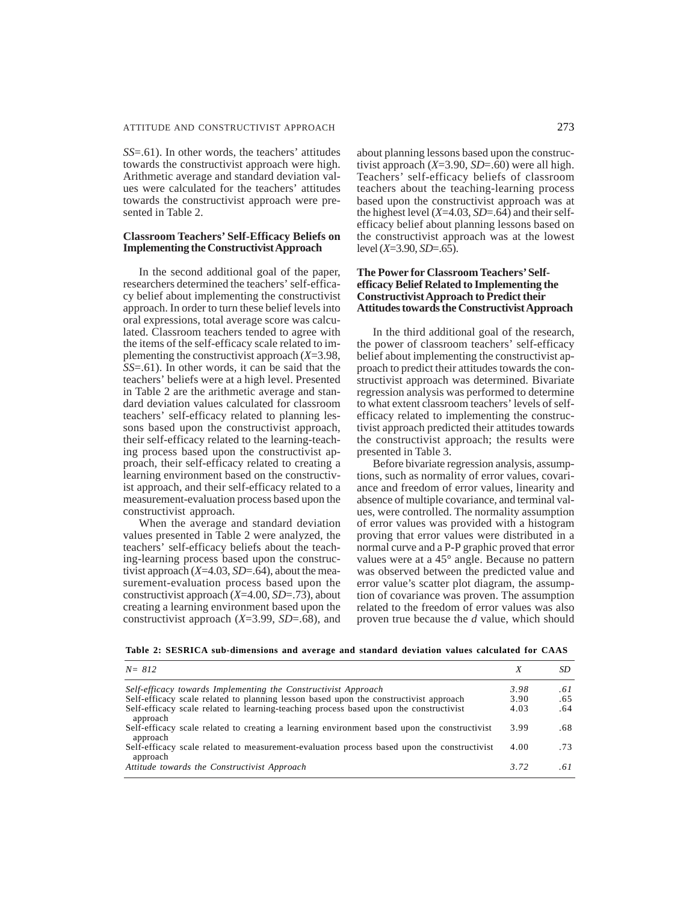*SS*=.61). In other words, the teachers' attitudes towards the constructivist approach were high. Arithmetic average and standard deviation values were calculated for the teachers' attitudes towards the constructivist approach were presented in Table 2.

### Classroom Teachers' Self-Efficacy Beliefs on Implementing the Constructivist Approach

In the second additional goal of the paper, researchers determined the teachers' self-efficacy belief about implementing the constructivist approach. In order to turn these belief levels into oral expressions, total average score was calculated. Classroom teachers tended to agree with the items of the self-efficacy scale related to implementing the constructivist approach (*X*=3.98, *SS*=.61). In other words, it can be said that the teachers' beliefs were at a high level. Presented in Table 2 are the arithmetic average and standard deviation values calculated for classroom teachers' self-efficacy related to planning lessons based upon the constructivist approach, their self-efficacy related to the learning-teaching process based upon the constructivist approach, their self-efficacy related to creating a learning environment based on the constructivist approach, and their self-efficacy related to a measurement-evaluation process based upon the constructivist approach.

When the average and standard deviation values presented in Table 2 were analyzed, the teachers' self-efficacy beliefs about the teaching-learning process based upon the constructivist approach (*X*=4.03, *SD*=.64), about the measurement-evaluation process based upon the constructivist approach (*X*=4.00, *SD*=.73), about creating a learning environment based upon the constructivist approach (*X*=3.99, *SD*=.68), and about planning lessons based upon the constructivist approach (*X*=3.90, *SD*=.60) were all high. Teachers' self-efficacy beliefs of classroom teachers about the teaching-learning process based upon the constructivist approach was at the highest level (*X*=4.03, *SD*=.64) and their self-efficacy belief about planning lessons based on the constructivist approach was at the lowest level (*X*=3.90, *SD*=.65).

### The Power for Classroom Teachers' Self-efficacy Belief Related to Implementing the Constructivist Approach to Predict their Attitudes towards the Constructivist Approach

In the third additional goal of the research, the power of classroom teachers' self-efficacy belief about implementing the constructivist approach to predict their attitudes towards the constructivist approach was determined. Bivariate regression analysis was performed to determine to what extent classroom teachers' levels of self-efficacy related to implementing the constructivist approach predicted their attitudes towards the constructivist approach; the results were presented in Table 3.

Before bivariate regression analysis, assumptions, such as normality of error values, covariance and freedom of error values, linearity and absence of multiple covariance, and terminal values, were controlled. The normality assumption of error values was provided with a histogram proving that error values were distributed in a normal curve and a P-P graphic proved that error values were at a 45° angle. Because no pattern was observed between the predicted value and error value's scatter plot diagram, the assumption of covariance was proven. The assumption related to the freedom of error values was also proven true because the *d* value, which should

**Table 2: SESRICA sub-dimensions and average and standard deviation values calculated for CAAS**

| *N= 812* | *X* | *SD* |
|---|---|---|
| *Self-efficacy towards Implementing the Constructivist Approach* | *3.98* | *.61* |
| Self-efficacy scale related to planning lesson based upon the constructivist approach | 3.90 | .65 |
| Self-efficacy scale related to learning-teaching process based upon the constructivist approach | 4.03 | .64 |
| Self-efficacy scale related to creating a learning environment based upon the constructivist approach | 3.99 | .68 |
| Self-efficacy scale related to measurement-evaluation process based upon the constructivist approach | 4.00 | .73 |
| *Attitude towards the Constructivist Approach* | *3.72* | *.61* |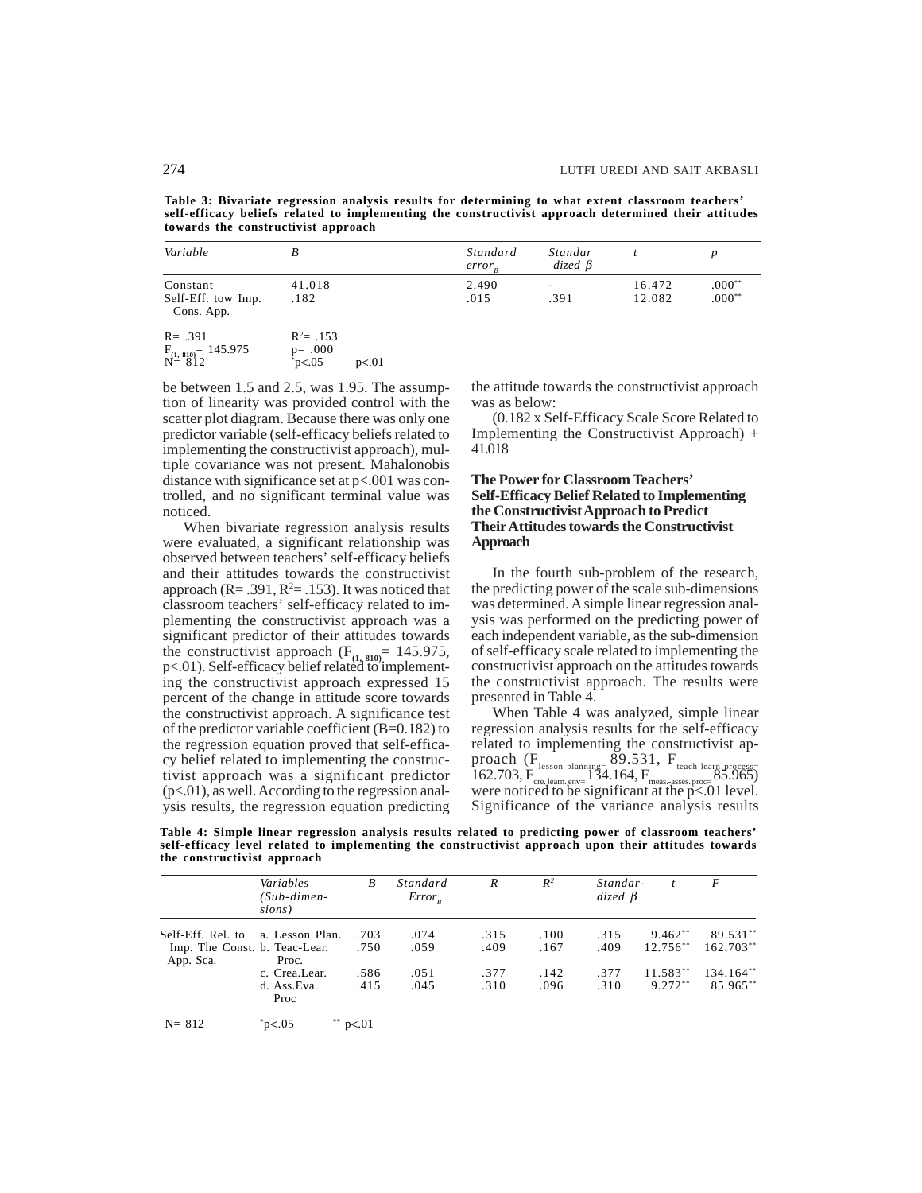**Table 3: Bivariate regression analysis results for determining to what extent classroom teachers' self-efficacy beliefs related to implementing the constructivist approach determined their attitudes towards the constructivist approach**

| *Variable* | *B* | *Standard $error_B$* | *Standardized β* | *t* | *p* |
|---|---|---|---|---|---|
| Constant | 41.018 | 2.490 | - | 16.472 | .000** |
| Self-Eff. tow Imp. Cons. App. | .182 | .015 | .391 | 12.082 | .000** |

$R = .391$ $R^2 = .153$
$F_{(1, 810)} = 145.975$ $p = .000$
N= 812 *p<.05 p<.01

be between 1.5 and 2.5, was 1.95. The assumption of linearity was provided control with the scatter plot diagram. Because there was only one predictor variable (self-efficacy beliefs related to implementing the constructivist approach), multiple covariance was not present. Mahalonobis distance with significance set at p<.001 was controlled, and no significant terminal value was noticed.

When bivariate regression analysis results were evaluated, a significant relationship was observed between teachers' self-efficacy beliefs and their attitudes towards the constructivist approach ($R = .391$, $R^2 = .153$). It was noticed that classroom teachers' self-efficacy related to implementing the constructivist approach was a significant predictor of their attitudes towards the constructivist approach ($F_{(1, 810)} = 145.975$, $p<.01$). Self-efficacy belief related to implementing the constructivist approach expressed 15 percent of the change in attitude score towards the constructivist approach. A significance test of the predictor variable coefficient (B=0.182) to the regression equation proved that self-efficacy belief related to implementing the constructivist approach was a significant predictor ($p<.01$), as well. According to the regression analysis results, the regression equation predicting the attitude towards the constructivist approach was as below:

(0.182 x Self-Efficacy Scale Score Related to Implementing the Constructivist Approach) + 41.018

## The Power for Classroom Teachers' Self-Efficacy Belief Related to Implementing the Constructivist Approach to Predict Their Attitudes towards the Constructivist Approach

In the fourth sub-problem of the research, the predicting power of the scale sub-dimensions was determined. A simple linear regression analysis was performed on the predicting power of each independent variable, as the sub-dimension of self-efficacy scale related to implementing the constructivist approach on the attitudes towards the constructivist approach. The results were presented in Table 4.

When Table 4 was analyzed, simple linear regression analysis results for the self-efficacy related to implementing the constructivist approach ($F_{lesson\ planning} = 89.531$, $F_{teach\text{-}learn\ process} = 162.703$, $F_{cre.\ learn.\ env} = 134.164$, $F_{meas.\text{-}asses.\ proc} = 85.965$) were noticed to be significant at the $p<.01$ level. Significance of the variance analysis results

**Table 4: Simple linear regression analysis results related to predicting power of classroom teachers' self-efficacy level related to implementing the constructivist approach upon their attitudes towards the constructivist approach**

| | *Variables (Sub-dimensions)* | *B* | *Standard $Error_B$* | *R* | *$R^2$* | *Standardized β* | *t* | *F* |
|---|---|---|---|---|---|---|---|---|
| Self-Eff. Rel. to Imp. The Const. App. Sca. | a. Lesson Plan. | .703 | .074 | .315 | .100 | .315 | 9.462** | 89.531** |
| | b. Teac-Lear. Proc. | .750 | .059 | .409 | .167 | .409 | 12.756** | 162.703** |
| | c. Crea.Lear. | .586 | .051 | .377 | .142 | .377 | 11.583** | 134.164** |
| | d. Ass.Eva. Proc | .415 | .045 | .310 | .096 | .310 | 9.272** | 85.965** |

N= 812 *p<.05 ** p<.01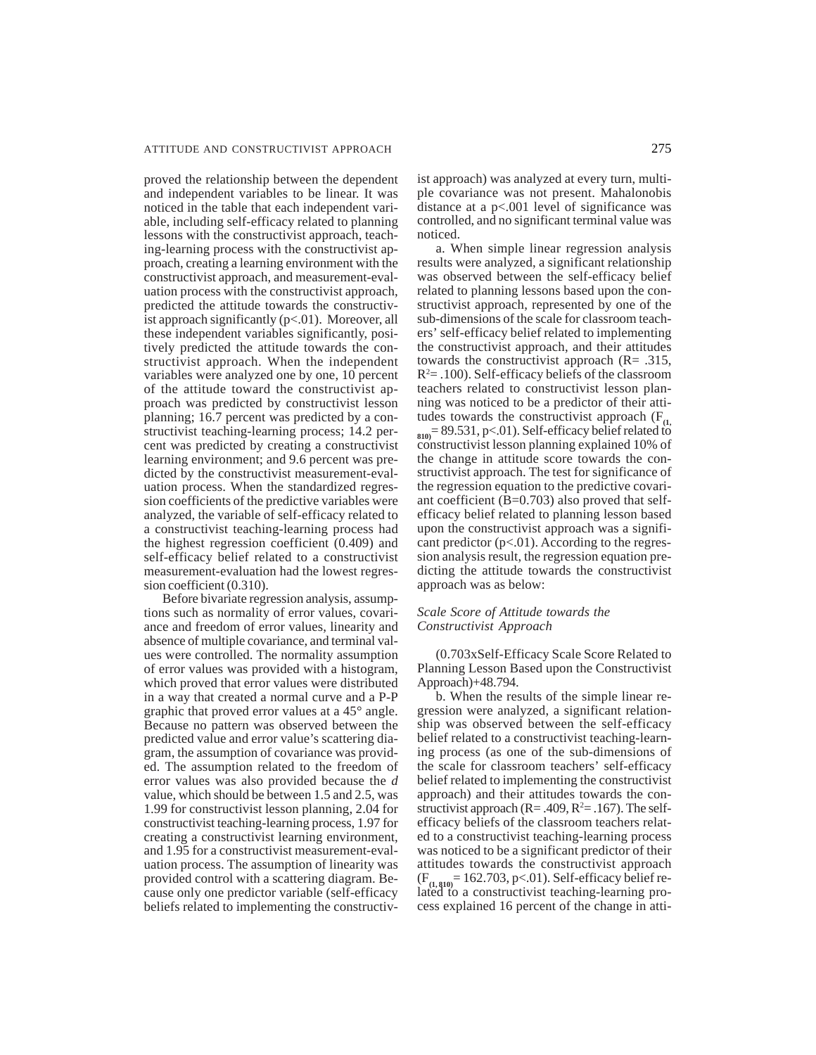proved the relationship between the dependent and independent variables to be linear. It was noticed in the table that each independent variable, including self-efficacy related to planning lessons with the constructivist approach, teaching-learning process with the constructivist approach, creating a learning environment with the constructivist approach, and measurement-evaluation process with the constructivist approach, predicted the attitude towards the constructivist approach significantly ($p<.01$). Moreover, all these independent variables significantly, positively predicted the attitude towards the constructivist approach. When the independent variables were analyzed one by one, 10 percent of the attitude toward the constructivist approach was predicted by constructivist lesson planning; 16.7 percent was predicted by a constructivist teaching-learning process; 14.2 percent was predicted by creating a constructivist learning environment; and 9.6 percent was predicted by the constructivist measurement-evaluation process. When the standardized regression coefficients of the predictive variables were analyzed, the variable of self-efficacy related to a constructivist teaching-learning process had the highest regression coefficient (0.409) and self-efficacy belief related to a constructivist measurement-evaluation had the lowest regression coefficient (0.310).

Before bivariate regression analysis, assumptions such as normality of error values, covariance and freedom of error values, linearity and absence of multiple covariance, and terminal values were controlled. The normality assumption of error values was provided with a histogram, which proved that error values were distributed in a way that created a normal curve and a P-P graphic that proved error values at a 45° angle. Because no pattern was observed between the predicted value and error value's scattering diagram, the assumption of covariance was provided. The assumption related to the freedom of error values was also provided because the *d* value, which should be between 1.5 and 2.5, was 1.99 for constructivist lesson planning, 2.04 for constructivist teaching-learning process, 1.97 for creating a constructivist learning environment, and 1.95 for a constructivist measurement-evaluation process. The assumption of linearity was provided control with a scattering diagram. Because only one predictor variable (self-efficacy beliefs related to implementing the constructivist approach) was analyzed at every turn, multiple covariance was not present. Mahalonobis distance at a $p<.001$ level of significance was controlled, and no significant terminal value was noticed.

a. When simple linear regression analysis results were analyzed, a significant relationship was observed between the self-efficacy belief related to planning lessons based upon the constructivist approach, represented by one of the sub-dimensions of the scale for classroom teachers' self-efficacy belief related to implementing the constructivist approach, and their attitudes towards the constructivist approach ($R= .315$, $R^2= .100$). Self-efficacy beliefs of the classroom teachers related to constructivist lesson planning was noticed to be a predictor of their attitudes towards the constructivist approach ($F_{(1, 810)}= 89.531$, $p<.01$). Self-efficacy belief related to constructivist lesson planning explained 10% of the change in attitude score towards the constructivist approach. The test for significance of the regression equation to the predictive covariant coefficient ($B=0.703$) also proved that self-efficacy belief related to planning lesson based upon the constructivist approach was a significant predictor ($p<.01$). According to the regression analysis result, the regression equation predicting the attitude towards the constructivist approach was as below:

*Scale Score of Attitude towards the Constructivist Approach*

(0.703xSelf-Efficacy Scale Score Related to Planning Lesson Based upon the Constructivist Approach)+48.794.

b. When the results of the simple linear regression were analyzed, a significant relationship was observed between the self-efficacy belief related to a constructivist teaching-learning process (as one of the sub-dimensions of the scale for classroom teachers' self-efficacy belief related to implementing the constructivist approach) and their attitudes towards the constructivist approach ($R= .409$, $R^2= .167$). The self-efficacy beliefs of the classroom teachers related to a constructivist teaching-learning process was noticed to be a significant predictor of their attitudes towards the constructivist approach ($F_{(1, 810)}= 162.703$, $p<.01$). Self-efficacy belief related to a constructivist teaching-learning process explained 16 percent of the change in atti-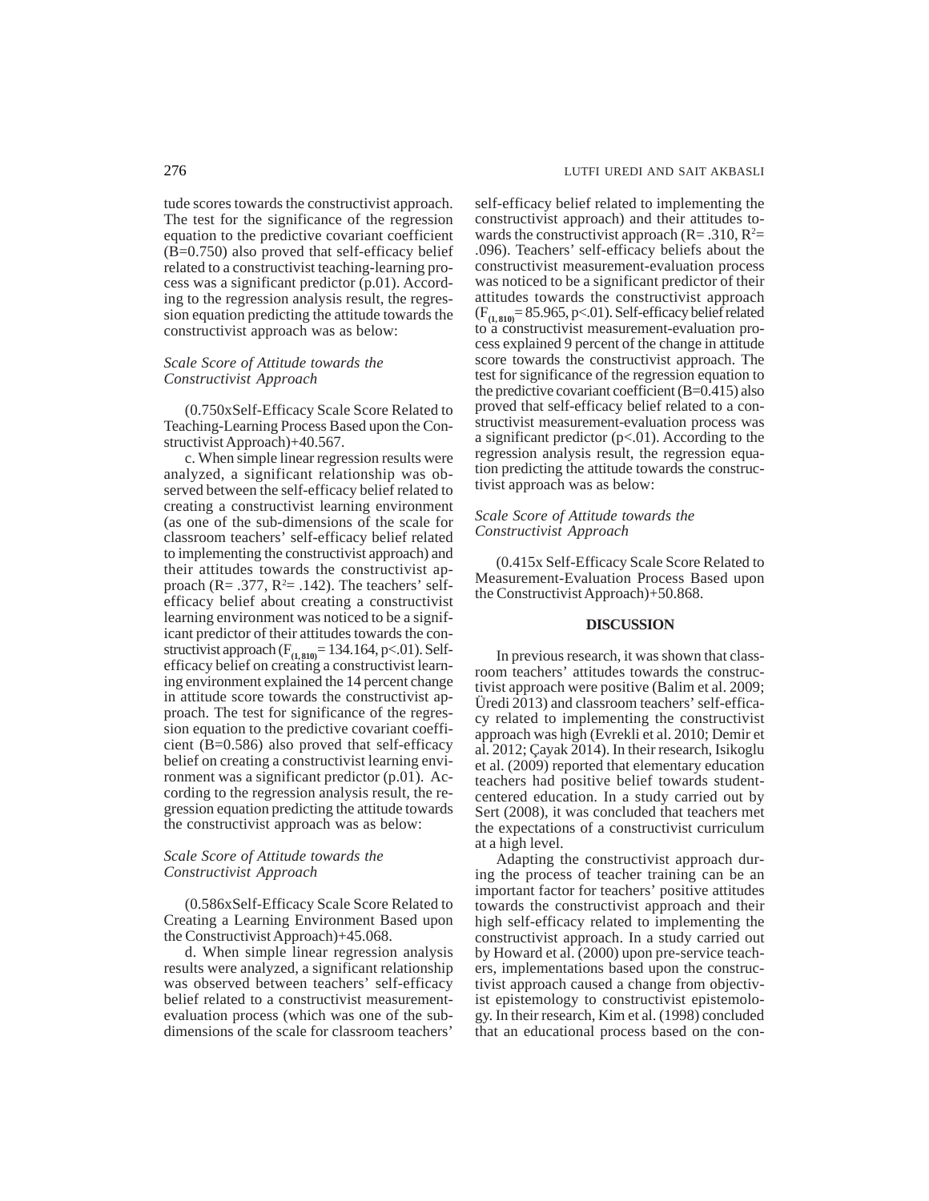tude scores towards the constructivist approach. The test for the significance of the regression equation to the predictive covariant coefficient (B=0.750) also proved that self-efficacy belief related to a constructivist teaching-learning process was a significant predictor (p.01). According to the regression analysis result, the regression equation predicting the attitude towards the constructivist approach was as below:

*Scale Score of Attitude towards the Constructivist Approach*

(0.750xSelf-Efficacy Scale Score Related to Teaching-Learning Process Based upon the Constructivist Approach)+40.567.

c. When simple linear regression results were analyzed, a significant relationship was observed between the self-efficacy belief related to creating a constructivist learning environment (as one of the sub-dimensions of the scale for classroom teachers' self-efficacy belief related to implementing the constructivist approach) and their attitudes towards the constructivist approach ($R= .377$, $R^2= .142$). The teachers' self-efficacy belief about creating a constructivist learning environment was noticed to be a significant predictor of their attitudes towards the constructivist approach ($F_{(1, 810)}= 134.164$, $p<.01$). Self-efficacy belief on creating a constructivist learning environment explained the 14 percent change in attitude score towards the constructivist approach. The test for significance of the regression equation to the predictive covariant coefficient (B=0.586) also proved that self-efficacy belief on creating a constructivist learning environment was a significant predictor (p.01). According to the regression analysis result, the regression equation predicting the attitude towards the constructivist approach was as below:

*Scale Score of Attitude towards the Constructivist Approach*

(0.586xSelf-Efficacy Scale Score Related to Creating a Learning Environment Based upon the Constructivist Approach)+45.068.

d. When simple linear regression analysis results were analyzed, a significant relationship was observed between teachers' self-efficacy belief related to a constructivist measurement-evaluation process (which was one of the sub-dimensions of the scale for classroom teachers' self-efficacy belief related to implementing the constructivist approach) and their attitudes towards the constructivist approach ($R= .310$, $R^2= .096$). Teachers' self-efficacy beliefs about the constructivist measurement-evaluation process was noticed to be a significant predictor of their attitudes towards the constructivist approach ($F_{(1, 810)}= 85.965$, $p<.01$). Self-efficacy belief related to a constructivist measurement-evaluation process explained 9 percent of the change in attitude score towards the constructivist approach. The test for significance of the regression equation to the predictive covariant coefficient (B=0.415) also proved that self-efficacy belief related to a constructivist measurement-evaluation process was a significant predictor ($p<.01$). According to the regression analysis result, the regression equation predicting the attitude towards the constructivist approach was as below:

*Scale Score of Attitude towards the Constructivist Approach*

(0.415x Self-Efficacy Scale Score Related to Measurement-Evaluation Process Based upon the Constructivist Approach)+50.868.

## DISCUSSION

In previous research, it was shown that classroom teachers' attitudes towards the constructivist approach were positive (Balim et al. 2009; Üredi 2013) and classroom teachers' self-efficacy related to implementing the constructivist approach was high (Evrekli et al. 2010; Demir et al. 2012; Çayak 2014). In their research, Isikoglu et al. (2009) reported that elementary education teachers had positive belief towards student-centered education. In a study carried out by Sert (2008), it was concluded that teachers met the expectations of a constructivist curriculum at a high level.

Adapting the constructivist approach during the process of teacher training can be an important factor for teachers' positive attitudes towards the constructivist approach and their high self-efficacy related to implementing the constructivist approach. In a study carried out by Howard et al. (2000) upon pre-service teachers, implementations based upon the constructivist approach caused a change from objectivist epistemology to constructivist epistemology. In their research, Kim et al. (1998) concluded that an educational process based on the con-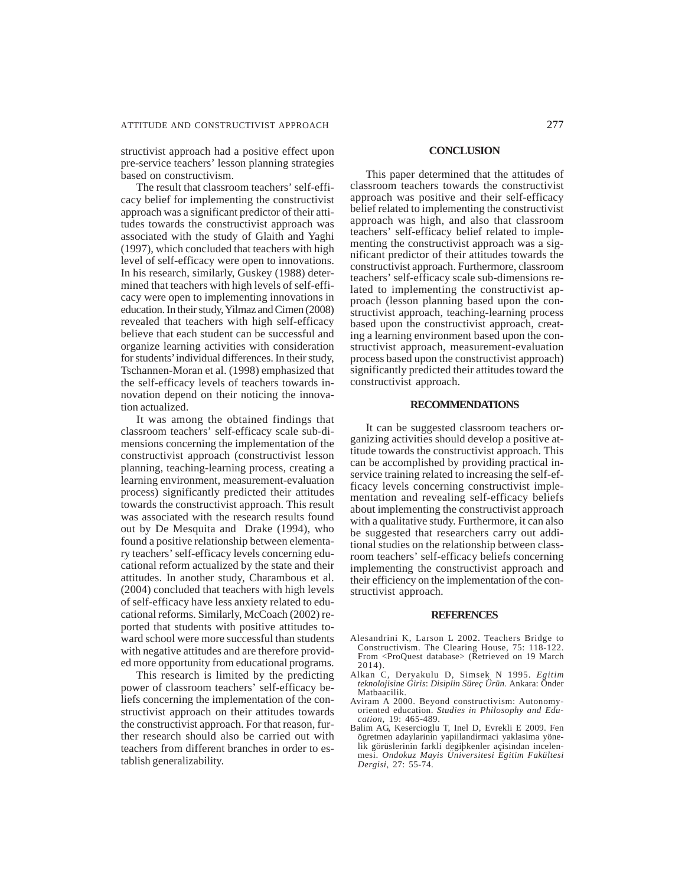structivist approach had a positive effect upon pre-service teachers' lesson planning strategies based on constructivism.

The result that classroom teachers' self-efficacy belief for implementing the constructivist approach was a significant predictor of their attitudes towards the constructivist approach was associated with the study of Glaith and Yaghi (1997), which concluded that teachers with high level of self-efficacy were open to innovations. In his research, similarly, Guskey (1988) determined that teachers with high levels of self-efficacy were open to implementing innovations in education. In their study, Yilmaz and Cimen (2008) revealed that teachers with high self-efficacy believe that each student can be successful and organize learning activities with consideration for students' individual differences. In their study, Tschannen-Moran et al. (1998) emphasized that the self-efficacy levels of teachers towards innovation depend on their noticing the innovation actualized.

It was among the obtained findings that classroom teachers' self-efficacy scale sub-dimensions concerning the implementation of the constructivist approach (constructivist lesson planning, teaching-learning process, creating a learning environment, measurement-evaluation process) significantly predicted their attitudes towards the constructivist approach. This result was associated with the research results found out by De Mesquita and Drake (1994), who found a positive relationship between elementary teachers' self-efficacy levels concerning educational reform actualized by the state and their attitudes. In another study, Charambous et al. (2004) concluded that teachers with high levels of self-efficacy have less anxiety related to educational reforms. Similarly, McCoach (2002) reported that students with positive attitudes toward school were more successful than students with negative attitudes and are therefore provided more opportunity from educational programs.

This research is limited by the predicting power of classroom teachers' self-efficacy beliefs concerning the implementation of the constructivist approach on their attitudes towards the constructivist approach. For that reason, further research should also be carried out with teachers from different branches in order to establish generalizability.

## CONCLUSION

This paper determined that the attitudes of classroom teachers towards the constructivist approach was positive and their self-efficacy belief related to implementing the constructivist approach was high, and also that classroom teachers' self-efficacy belief related to implementing the constructivist approach was a significant predictor of their attitudes towards the constructivist approach. Furthermore, classroom teachers' self-efficacy scale sub-dimensions related to implementing the constructivist approach (lesson planning based upon the constructivist approach, teaching-learning process based upon the constructivist approach, creating a learning environment based upon the constructivist approach, measurement-evaluation process based upon the constructivist approach) significantly predicted their attitudes toward the constructivist approach.

## RECOMMENDATIONS

It can be suggested classroom teachers organizing activities should develop a positive attitude towards the constructivist approach. This can be accomplished by providing practical inservice training related to increasing the self-efficacy levels concerning constructivist implementation and revealing self-efficacy beliefs about implementing the constructivist approach with a qualitative study. Furthermore, it can also be suggested that researchers carry out additional studies on the relationship between classroom teachers' self-efficacy beliefs concerning implementing the constructivist approach and their efficiency on the implementation of the constructivist approach.

## REFERENCES

Alesandrini K, Larson L 2002. Teachers Bridge to Constructivism. The Clearing House, 75: 118-122. From <ProQuest database> (Retrieved on 19 March 2014).

Alkan C, Deryakulu D, Simsek N 1995. *Egitim teknolojisine Giris*: *Disiplin Süreç Ürün.* Ankara: Önder Matbaacilik.

Aviram A 2000. Beyond constructivism: Autonomy-oriented education. *Studies in Philosophy and Education*, 19: 465-489.

Balim AG, Kesercioglu T, Inel D, Evrekli E 2009. Fen ögretmen adaylarinin yapiilandirmaci yaklasima yönelik görüslerinin farkli degiþkenler açisindan incelenmesi. *Ondokuz Mayis Üniversitesi Egitim Fakültesi Dergisi*, 27: 55-74.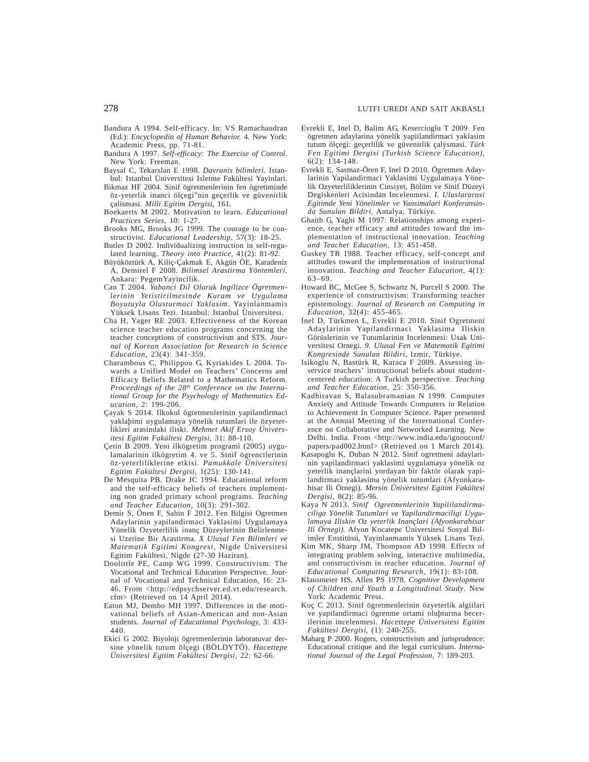Bandura A 1994. Self-efficacy. In: VS Ramachaudran (Ed.): *Encyclopedia of Human Behavior.* 4. New York: Academic Press, pp. 71-81.

Bandura A 1997. *Self-efficacy: The Exercise of Control.* New York: Freeman.

Baysal C, Tekarslan E 1998. *Davranis bilimleri.* Istanbul: Istanbul Üniversitesi Isletme Fakültesi Yayinlari.

Bikmaz HF 2004. Sinif ögretmenlerinin fen ögretiminde öz-yeterlik inanci ölçegi"nin geçerlik ve güvenirlik çalismasi. *Milli Egitim Dergisi,* 161.

Boekaerts M 2002. Motivation to learn. *Educational Practices Series,* 10: 1-27.

Brooks MG, Brooks JG 1999. The courage to be constructivist. *Educational Leadership,* 57(3): 18-25.

Butler D 2002. Individualizing instruction in self-regulated learning. *Theory into Practice,* 41(2): 81-92.

Büyüköztürk A, Kiliç-Çakmak E, Akgün ÖE, Karadeniz A, Demirel F 2008. *Bilimsel Arastirma Yöntemleri.* Ankara: PegemYayincilik.

Can T 2004. *Yabanci Dil Olarak Ingilizce Ögretmenlerinin Yetistirilmesinde Kuram ve Uygulama Boyutuyla Olusturmaci Yaklasim.* Yayinlanmamis Yüksek Lisans Tezi. Istanbul: Istanbul Üniversitesi.

Cha H, Yager RE 2003. Effectiveness of the Korean science teacher education programs concerning the teacher conceptions of constructivism and STS. *Journal of Korean Association for Research in Science Education,* 23(4): 341-359.

Charambous C, Philippou G, Kyriakides L 2004. Towards a Unified Model on Teachers' Concerns and Efficacy Beliefs Related to a Mathematics Reform. *Proceedings of the 28th Conference on the International Group for the Psychology of Mathematics Education,* 2: 199-206.

Çayak S 2014. Ilkokul ögretmenlerinin yapilandirmaci yaklaþimi uygulamaya yönelik tutumlari ile özyeterlikleri arasindaki iliski. *Mehmet Akif Ersoy Üniversitesi Egitim Fakültesi Dergisi,* 31: 88-110.

Çetin B 2009. Yeni ilkögretim programi (2005) uygulamalarinin ilkögretim 4. ve 5. Sinif ögrencilerinin öz-yeterliliklerine etkisi. *Pamukkale Üniversitesi Egitim Fakültesi Dergisi,* 1(25): 130-141.

De Mesquita PB, Drake JC 1994. Educational reform and the self-efficacy beliefs of teachers implementing non graded primary school programs. *Teaching and Teacher Education,* 10(3): 291-302.

Demir S, Önen F, Sahin F 2012. Fen Bilgisi Ogretmen Adaylarinin yapilandirmaci Yaklasimi Uygulamaya Yönelik Ozyeterlilik inanç Düzeylerinin Belirlenmesi Uzerine Bir Arastirma. *X Ulusal Fen Bilimleri ve Matematik Egitimi Kongresi,* Nigde Üniversitesi Egitim Fakültesi, Nigde (27-30 Haziran).

Doolittle PE, Camp WG 1999. Constructivism: The Vocational and Technical Education Perspective. Journal of Vocational and Technical Education, 16: 23-46. From <http://edpsychserver.ed.vt.edu/research.cfm> (Retrieved on 14 April 2014).

Eaton MJ, Dembo MH 1997. Differences in the motivational beliefs of Asian-American and non-Asian students. *Journal of Educational Psychology,* 3: 433-440.

Ekici G 2002. Biyoloji ögretmenlerinin laboratuvar dersine yönelik tutum ölçegi (BÖLDYTÖ). *Hacettepe Üniversitesi Egitim Fakültesi Dergisi,* 22: 62-66.

Evrekli E, Inel D, Balim AG, Kesercioglu T 2009. Fen ögretmen adaylarina yönelik yapiilandirmaci yaklasim tutum ölçegi: geçerlilik ve güvenirlik çalýsmasi. *Türk Fen Egitimi Dergisi (Turkish Science Education),* 6(2): 134-148.

Evrekli E, Sasmaz-Ören F, Inel D 2010. Ögretmen Adaylarinin Yapilandirmaci Yaklasimi Uygulamaya Yönelik Ozyeterliliklerinin Cinsiyet, Bölüm ve Sinif Düzeyi Degiskenleri Acisindan Incelenmesi. *I. Uluslararasi Egitimde Yeni Yönelimler ve Yansimalari Konferansinda Sunulan Bildiri,* Antalya, Türkiye.

Ghaith G, Yaghi M 1997. Relationships among experience, teacher efficacy and attitudes toward the implementation of instructional innovation. *Teaching and Teacher Education,* 13: 451-458.

Guskey TR 1988. Teacher efficacy, self-concept and attitudes toward the implementation of instructional innovation. *Teaching and Teacher Education,* 4(1): 63–69.

Howard BC, McGee S, Schwartz N, Purcell S 2000. The experience of constructivism: Transforming teacher epistemology. *Journal of Research on Computing in Education,* 32(4): 455-465.

Inel D, Türkmen L, Evrekli E 2010. Sinif Ogretmeni Adaylarinin Yapilandirmaci Yaklasima Iliskin Görüslerinin ve Tutumlarinin Incelenmesi: Usak Universitesi Ornegi. *9. Ulusal Fen ve Matematik Egitimi Kongresinde Sunulan Bildiri,* Izmir, Türkiye.

Isikoglu N, Bastürk R, Karaca F 2009. Assessing in-service teachers' instructional beliefs about student-centered education: A Turkish perspective. *Teaching and Teacher Education,* 25: 350-356.

Kadhiravan S, Balasubramanian N 1999. Computer Anxiety and Attitude Towards Computers in Relation to Achievement In Computer Science. Paper presented at the Annual Meeting of the International Conference on Collaborative and Networked Learning. New Delhi. India. From <http://www.india.edu/ignouconf/papers/pad002.html> (Retrieved on 1 March 2014).

Kasapoglu K, Duban N 2012. Sinif ogretmeni adaylarinin yapilandirmaci yaklasimi uygulamaya yönelik oz yeterlik inançlarini yordayan bir faktör olarak yapilandirmaci yaklasima yönelik tutumlari (Afyonkarahisar Ili Örnegi). *Mersin Üniversitesi Egitim Fakültesi Dergisi,* 8(2): 85-96.

Kaya N 2013. *Sinif Ogretmenlerinin Yapiiilandirmaciliga Yönelik Tutumlari ve Yapilandirmaciligi Uygulamaya Iliskin Oz yeterlik Inançlari (Afyonkarahisar Ili Örnegi).* Afyon Kocatepe Üniversitesi Sosyal Bilimler Enstitüsü, Yayinlanmamis Yüksek Lisans Tezi.

Kim MK, Sharp JM, Thompson AD 1998. Effects of integrating problem solving, interactive multimedia, and constructivism in teacher education. *Journal of Educational Computing Research,* 19(1): 83-108.

Klausmeier HS, Allen PS 1978. *Cognitive Development of Children and Youth a Longitudinal Study.* New York: Academic Press.

Koç C 2013. Sinif ögretmenlerinin özyeterlik algiilari ve yapilandirmaci ögrenme ortami oluþturma becerilerinin incelenmesi. *Hacettepe Üniversitesi Egitim Fakültesi Dergisi,* (1): 240-255.

Maharg P 2000. Rogers, constructivism and jurisprudence: Educational critique and the legal curriculum. *International Journal of the Legal Profession,* 7: 189-203.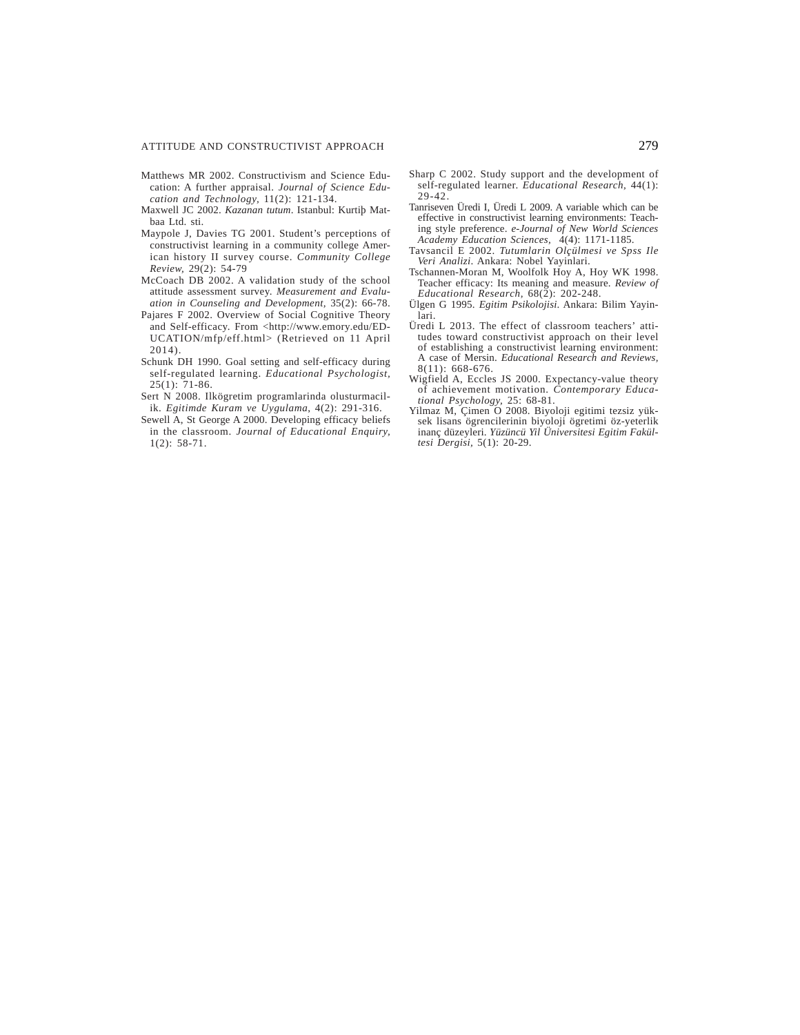Matthews MR 2002. Constructivism and Science Education: A further appraisal. *Journal of Science Education and Technology*, 11(2): 121-134.

Maxwell JC 2002. *Kazanan tutum*. Istanbul: Kurtiþ Matbaa Ltd. sti.

Maypole J, Davies TG 2001. Student's perceptions of constructivist learning in a community college American history II survey course. *Community College Review*, 29(2): 54-79

McCoach DB 2002. A validation study of the school attitude assessment survey. *Measurement and Evaluation in Counseling and Development*, 35(2): 66-78.

Pajares F 2002. Overview of Social Cognitive Theory and Self-efficacy. From <http://www.emory.edu/EDUCATION/mfp/eff.html> (Retrieved on 11 April 2014).

Schunk DH 1990. Goal setting and self-efficacy during self-regulated learning. *Educational Psychologist*, 25(1): 71-86.

Sert N 2008. Ilkögretim programlarinda olusturmacilik. *Egitimde Kuram ve Uygulama*, 4(2): 291-316.

Sewell A, St George A 2000. Developing efficacy beliefs in the classroom. *Journal of Educational Enquiry*, 1(2): 58-71.

Sharp C 2002. Study support and the development of self-regulated learner. *Educational Research*, 44(1): 29-42.

Tanriseven Üredi I, Üredi L 2009. A variable which can be effective in constructivist learning environments: Teaching style preference. *e-Journal of New World Sciences Academy Education Sciences*, 4(4): 1171-1185.

Tavsancil E 2002. *Tutumlarin Olçülmesi ve Spss Ile Veri Analizi*. Ankara: Nobel Yayinlari.

Tschannen-Moran M, Woolfolk Hoy A, Hoy WK 1998. Teacher efficacy: Its meaning and measure. *Review of Educational Research*, 68(2): 202-248.

Ülgen G 1995. *Egitim Psikolojisi*. Ankara: Bilim Yayinlari.

Üredi L 2013. The effect of classroom teachers' attitudes toward constructivist approach on their level of establishing a constructivist learning environment: A case of Mersin. *Educational Research and Reviews*, 8(11): 668-676.

Wigfield A, Eccles JS 2000. Expectancy-value theory of achievement motivation. *Contemporary Educational Psychology*, 25: 68-81.

Yilmaz M, Çimen O 2008. Biyoloji egitimi tezsiz yüksek lisans ögrencilerinin biyoloji ögretimi öz-yeterlik inanç düzeyleri. *Yüzüncü Yil Üniversitesi Egitim Fakültesi Dergisi*, 5(1): 20-29.